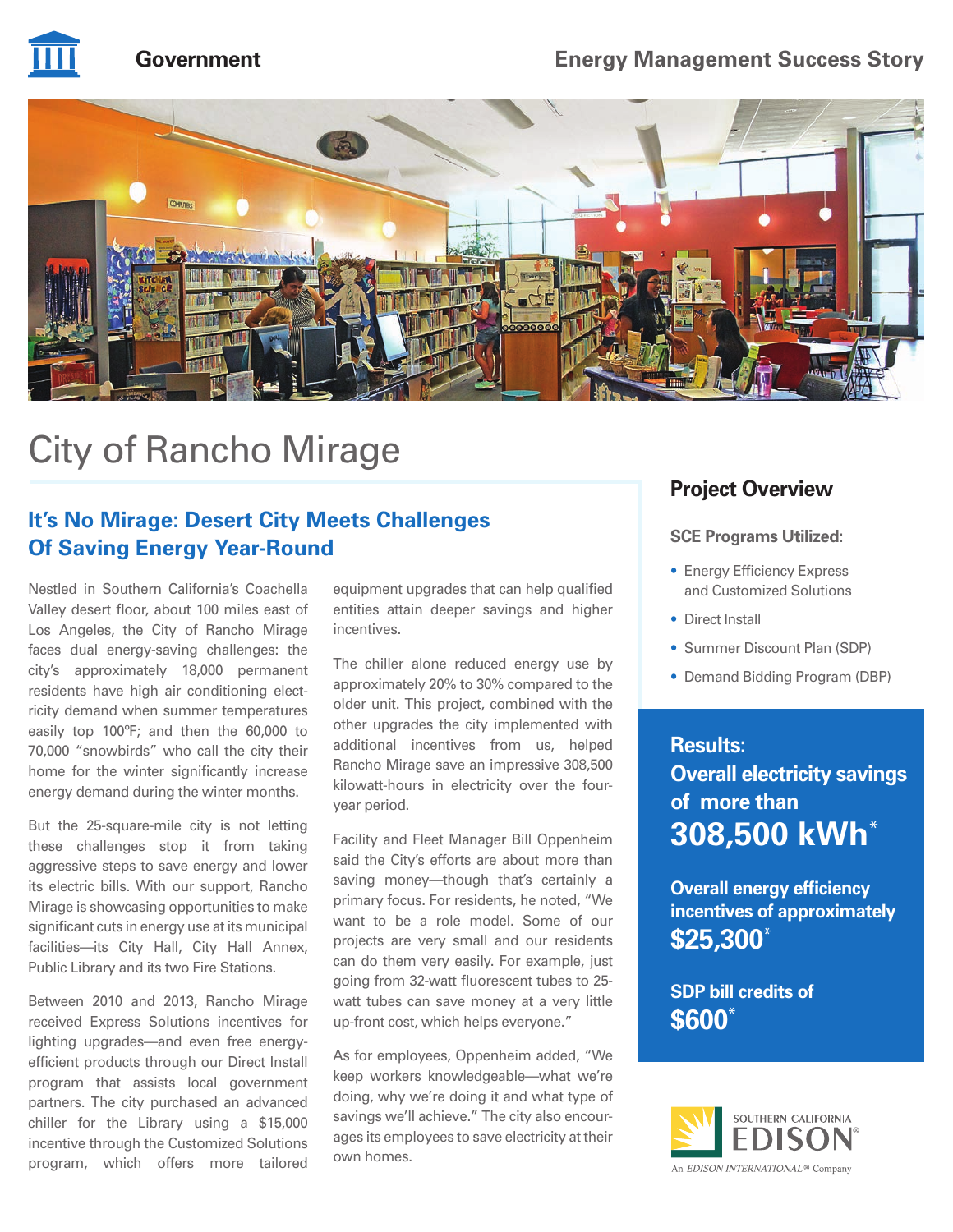Government

Energy Management Success Story

# City of Rancho Mirage

## It's No Mirage: Desert City Meets Challenges Of Saving Energy Year-Round

Nestled in Southern California's Coachella Valley desert floor, about 100 miles east of Los Angeles, the City of Rancho Mirage faces dual energy-saving challenges: the city's approximately 18,000 permanent residents have high air conditioning electricity demand when summer temperatures easily top 100ºF; and then the 60,000 to 70,000 "snowbirds" who call the city their home for the winter significantly increase energy demand during the winter months.

But the 25-square-mile city is not letting these challenges stop it from taking aggressive steps to save energy and lower its electric bills. With our support, Rancho Mirage is showcasing opportunities to make significant cuts in energy use at its municipal facilities—its City Hall, City Hall Annex, Public Library and its two Fire Stations.

Between 2010 and 2013, Rancho Mirage received Express Solutions incentives for lighting upgrades—and even free energy-efficient products through our Direct Install program that assists local government partners. The city purchased an advanced chiller for the Library using a $15,000 incentive through the Customized Solutions program, which offers more tailored equipment upgrades that can help qualified entities attain deeper savings and higher incentives.

The chiller alone reduced energy use by approximately 20% to 30% compared to the older unit. This project, combined with the other upgrades the city implemented with additional incentives from us, helped Rancho Mirage save an impressive 308,500 kilowatt-hours in electricity over the four-year period.

Facility and Fleet Manager Bill Oppenheim said the City's efforts are about more than saving money—though that's certainly a primary focus. For residents, he noted, "We want to be a role model. Some of our projects are very small and our residents can do them very easily. For example, just going from 32-watt fluorescent tubes to 25-watt tubes can save money at a very little up-front cost, which helps everyone."

As for employees, Oppenheim added, "We keep workers knowledgeable—what we're doing, why we're doing it and what type of savings we'll achieve." The city also encourages its employees to save electricity at their own homes.

## Project Overview

**SCE Programs Utilized:**

- Energy Efficiency Express and Customized Solutions
- Direct Install
- Summer Discount Plan (SDP)
- Demand Bidding Program (DBP)

**Results:**
**Overall electricity savings of more than**
**308,500 kWh***

**Overall energy efficiency incentives of approximately**
**$25,300***

**SDP bill credits of**
**$600***

SOUTHERN CALIFORNIA EDISON
An EDISON INTERNATIONAL® Company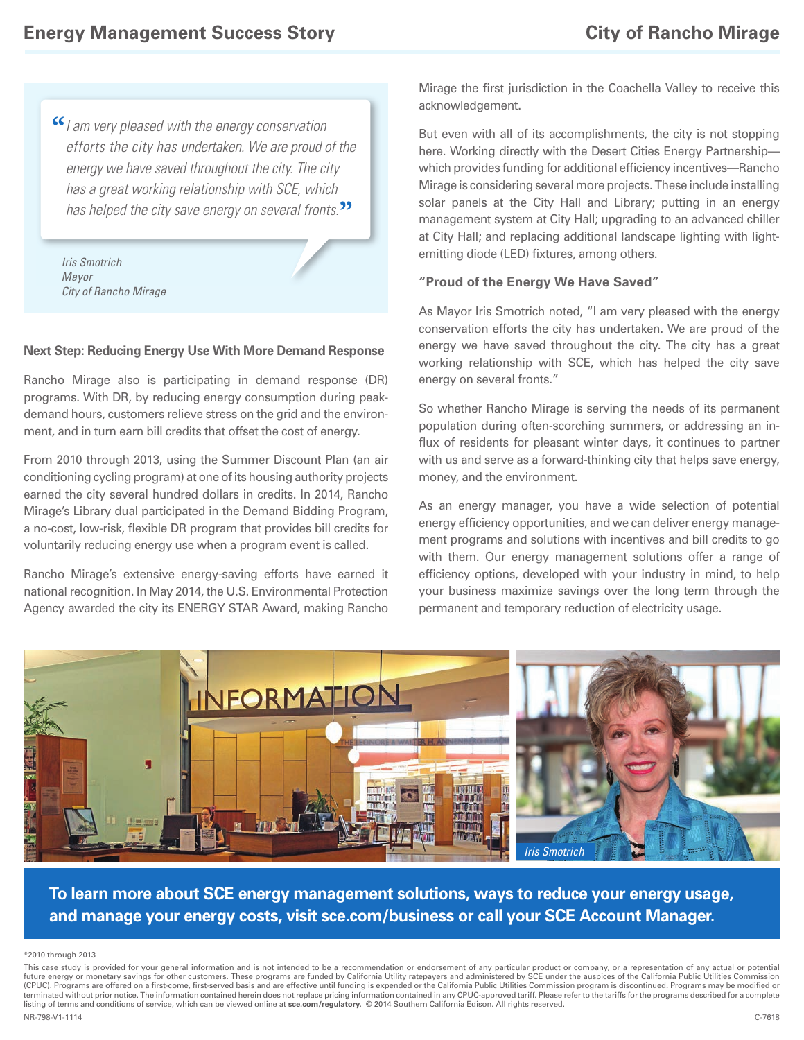> *"I am very pleased with the energy conservation efforts the city has undertaken. We are proud of the energy we have saved throughout the city. The city has a great working relationship with SCE, which has helped the city save energy on several fronts."*
>
> *Iris Smotrich*
> *Mayor*
> *City of Rancho Mirage*

### Next Step: Reducing Energy Use With More Demand Response

Rancho Mirage also is participating in demand response (DR) programs. With DR, by reducing energy consumption during peak-demand hours, customers relieve stress on the grid and the environment, and in turn earn bill credits that offset the cost of energy.

From 2010 through 2013, using the Summer Discount Plan (an air conditioning cycling program) at one of its housing authority projects earned the city several hundred dollars in credits. In 2014, Rancho Mirage's Library dual participated in the Demand Bidding Program, a no-cost, low-risk, flexible DR program that provides bill credits for voluntarily reducing energy use when a program event is called.

Rancho Mirage's extensive energy-saving efforts have earned it national recognition. In May 2014, the U.S. Environmental Protection Agency awarded the city its ENERGY STAR Award, making Rancho Mirage the first jurisdiction in the Coachella Valley to receive this acknowledgement.

But even with all of its accomplishments, the city is not stopping here. Working directly with the Desert Cities Energy Partnership—which provides funding for additional efficiency incentives—Rancho Mirage is considering several more projects. These include installing solar panels at the City Hall and Library; putting in an energy management system at City Hall; upgrading to an advanced chiller at City Hall; and replacing additional landscape lighting with light-emitting diode (LED) fixtures, among others.

### "Proud of the Energy We Have Saved"

As Mayor Iris Smotrich noted, "I am very pleased with the energy conservation efforts the city has undertaken. We are proud of the energy we have saved throughout the city. The city has a great working relationship with SCE, which has helped the city save energy on several fronts."

So whether Rancho Mirage is serving the needs of its permanent population during often-scorching summers, or addressing an influx of residents for pleasant winter days, it continues to partner with us and serve as a forward-thinking city that helps save energy, money, and the environment.

As an energy manager, you have a wide selection of potential energy efficiency opportunities, and we can deliver energy management programs and solutions with incentives and bill credits to go with them. Our energy management solutions offer a range of efficiency options, developed with your industry in mind, to help your business maximize savings over the long term through the permanent and temporary reduction of electricity usage.

*Iris Smotrich*

**To learn more about SCE energy management solutions, ways to reduce your energy usage, and manage your energy costs, visit sce.com/business or call your SCE Account Manager.**

*2010 through 2013

This case study is provided for your general information and is not intended to be a recommendation or endorsement of any particular product or company, or a representation of any actual or potential future energy or monetary savings for other customers. These programs are funded by California Utility ratepayers and administered by SCE under the auspices of the California Public Utilities Commission (CPUC). Programs are offered on a first-come, first-served basis and are effective until funding is expended or the California Public Utilities Commission program is discontinued. Programs may be modified or terminated without prior notice. The information contained herein does not replace pricing information contained in any CPUC-approved tariff. Please refer to the tariffs for the programs described for a complete listing of terms and conditions of service, which can be viewed online at **sce.com/regulatory.** © 2014 Southern California Edison. All rights reserved.

NR-798-V1-1114

C-7618